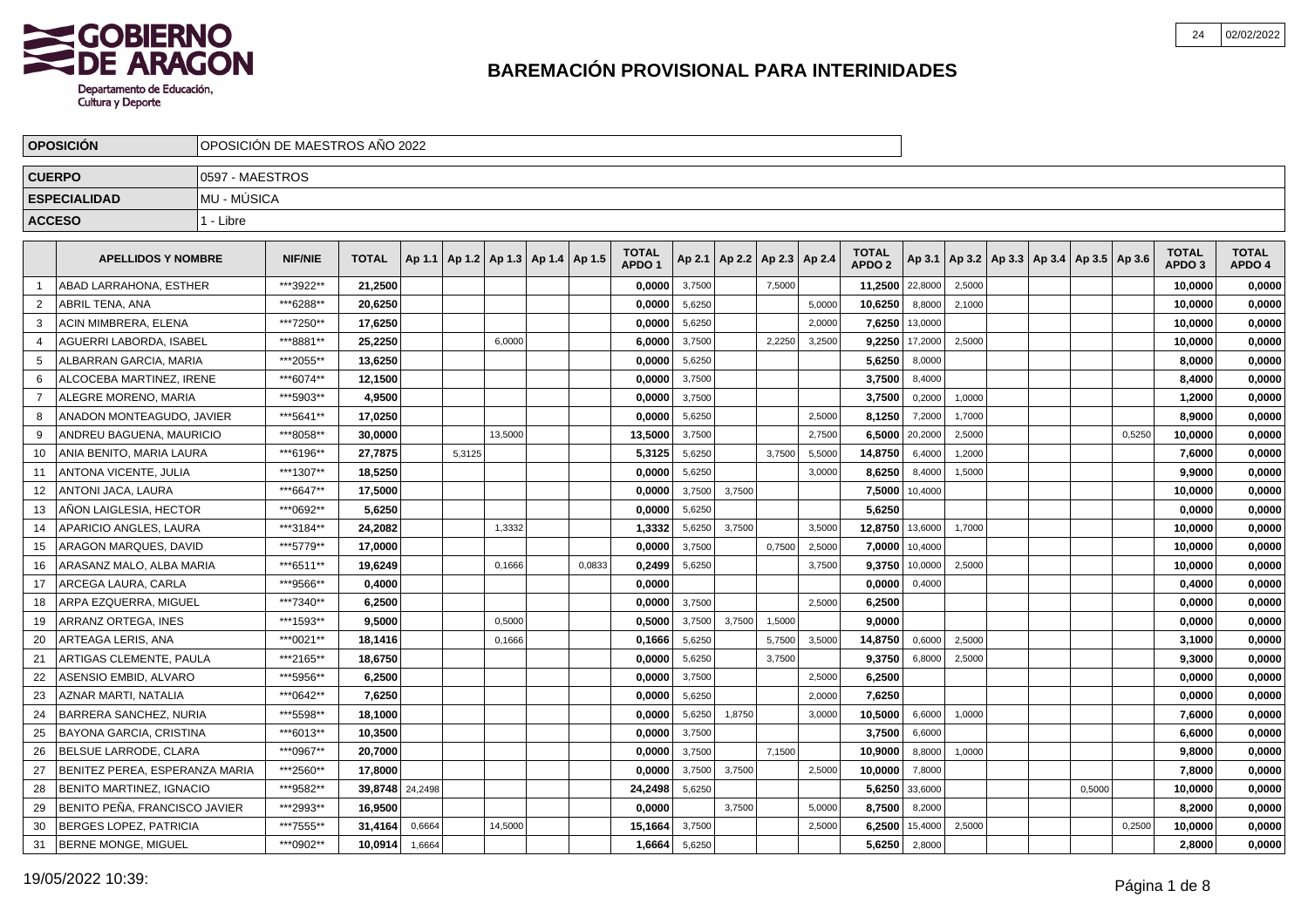# BAREMACIÓN PROVISIONAL PARA INTERINIDADES

GOBIERNO DE ARAGON
Departamento de Educación, Cultura y Deporte

| | |
|---|---|
| **OPOSICIÓN** | OPOSICIÓN DE MAESTROS AÑO 2022 |
| **CUERPO** | 0597 - MAESTROS |
| **ESPECIALIDAD** | MU - MÚSICA |
| **ACCESO** | 1 - Libre |

| | APELLIDOS Y NOMBRE | NIF/NIE | TOTAL | Ap 1.1 | Ap 1.2 | Ap 1.3 | Ap 1.4 | Ap 1.5 | TOTAL APDO 1 | Ap 2.1 | Ap 2.2 | Ap 2.3 | Ap 2.4 | TOTAL APDO 2 | Ap 3.1 | Ap 3.2 | Ap 3.3 | Ap 3.4 | Ap 3.5 | Ap 3.6 | TOTAL APDO 3 | TOTAL APDO 4 |
|---|---|---|---|---|---|---|---|---|---|---|---|---|---|---|---|---|---|---|---|---|---|---|
| 1 | ABAD LARRAHONA, ESTHER | \*\*\*3922\*\* | **21,2500** | | | | | | **0,0000** | 3,7500 | | 7,5000 | | **11,2500** | 22,8000 | 2,5000 | | | | | **10,0000** | **0,0000** |
| 2 | ABRIL TENA, ANA | \*\*\*6288\*\* | **20,6250** | | | | | | **0,0000** | 5,6250 | | | 5,0000 | **10,6250** | 8,8000 | 2,1000 | | | | | **10,0000** | **0,0000** |
| 3 | ACIN MIMBRERA, ELENA | \*\*\*7250\*\* | **17,6250** | | | | | | **0,0000** | 5,6250 | | | 2,0000 | **7,6250** | 13,0000 | | | | | | **10,0000** | **0,0000** |
| 4 | AGUERRI LABORDA, ISABEL | \*\*\*8881\*\* | **25,2250** | | | 6,0000 | | | **6,0000** | 3,7500 | | 2,2250 | 3,2500 | **9,2250** | 17,2000 | 2,5000 | | | | | **10,0000** | **0,0000** |
| 5 | ALBARRAN GARCIA, MARIA | \*\*\*2055\*\* | **13,6250** | | | | | | **0,0000** | 5,6250 | | | | **5,6250** | 8,0000 | | | | | | **8,0000** | **0,0000** |
| 6 | ALCOCEBA MARTINEZ, IRENE | \*\*\*6074\*\* | **12,1500** | | | | | | **0,0000** | 3,7500 | | | | **3,7500** | 8,4000 | | | | | | **8,4000** | **0,0000** |
| 7 | ALEGRE MORENO, MARIA | \*\*\*5903\*\* | **4,9500** | | | | | | **0,0000** | 3,7500 | | | | **3,7500** | 0,2000 | 1,0000 | | | | | **1,2000** | **0,0000** |
| 8 | ANADON MONTEAGUDO, JAVIER | \*\*\*5641\*\* | **17,0250** | | | | | | **0,0000** | 5,6250 | | | 2,5000 | **8,1250** | 7,2000 | 1,7000 | | | | | **8,9000** | **0,0000** |
| 9 | ANDREU BAGUENA, MAURICIO | \*\*\*8058\*\* | **30,0000** | | | 13,5000 | | | **13,5000** | 3,7500 | | | 2,7500 | **6,5000** | 20,2000 | 2,5000 | | | | 0,5250 | **10,0000** | **0,0000** |
| 10 | ANIA BENITO, MARIA LAURA | \*\*\*6196\*\* | **27,7875** | | 5,3125 | | | | **5,3125** | 5,6250 | | 3,7500 | 5,5000 | **14,8750** | 6,4000 | 1,2000 | | | | | **7,6000** | **0,0000** |
| 11 | ANTONA VICENTE, JULIA | \*\*\*1307\*\* | **18,5250** | | | | | | **0,0000** | 5,6250 | | | 3,0000 | **8,6250** | 8,4000 | 1,5000 | | | | | **9,9000** | **0,0000** |
| 12 | ANTONI JACA, LAURA | \*\*\*6647\*\* | **17,5000** | | | | | | **0,0000** | 3,7500 | 3,7500 | | | **7,5000** | 10,4000 | | | | | | **10,0000** | **0,0000** |
| 13 | AÑON LAIGLESIA, HECTOR | \*\*\*0692\*\* | **5,6250** | | | | | | **0,0000** | 5,6250 | | | | **5,6250** | | | | | | | **0,0000** | **0,0000** |
| 14 | APARICIO ANGLES, LAURA | \*\*\*3184\*\* | **24,2082** | | | 1,3332 | | | **1,3332** | 5,6250 | 3,7500 | | 3,5000 | **12,8750** | 13,6000 | 1,7000 | | | | | **10,0000** | **0,0000** |
| 15 | ARAGON MARQUES, DAVID | \*\*\*5779\*\* | **17,0000** | | | | | | **0,0000** | 3,7500 | | 0,7500 | 2,5000 | **7,0000** | 10,4000 | | | | | | **10,0000** | **0,0000** |
| 16 | ARASANZ MALO, ALBA MARIA | \*\*\*6511\*\* | **19,6249** | | | 0,1666 | | 0,0833 | **0,2499** | 5,6250 | | | 3,7500 | **9,3750** | 10,0000 | 2,5000 | | | | | **10,0000** | **0,0000** |
| 17 | ARCEGA LAURA, CARLA | \*\*\*9566\*\* | **0,4000** | | | | | | **0,0000** | | | | | **0,0000** | 0,4000 | | | | | | **0,4000** | **0,0000** |
| 18 | ARPA EZQUERRA, MIGUEL | \*\*\*7340\*\* | **6,2500** | | | | | | **0,0000** | 3,7500 | | | 2,5000 | **6,2500** | | | | | | | **0,0000** | **0,0000** |
| 19 | ARRANZ ORTEGA, INES | \*\*\*1593\*\* | **9,5000** | | | 0,5000 | | | **0,5000** | 3,7500 | 3,7500 | 1,5000 | | **9,0000** | | | | | | | **0,0000** | **0,0000** |
| 20 | ARTEAGA LERIS, ANA | \*\*\*0021\*\* | **18,1416** | | | 0,1666 | | | **0,1666** | 5,6250 | | 5,7500 | 3,5000 | **14,8750** | 0,6000 | 2,5000 | | | | | **3,1000** | **0,0000** |
| 21 | ARTIGAS CLEMENTE, PAULA | \*\*\*2165\*\* | **18,6750** | | | | | | **0,0000** | 5,6250 | | 3,7500 | | **9,3750** | 6,8000 | 2,5000 | | | | | **9,3000** | **0,0000** |
| 22 | ASENSIO EMBID, ALVARO | \*\*\*5956\*\* | **6,2500** | | | | | | **0,0000** | 3,7500 | | | 2,5000 | **6,2500** | | | | | | | **0,0000** | **0,0000** |
| 23 | AZNAR MARTI, NATALIA | \*\*\*0642\*\* | **7,6250** | | | | | | **0,0000** | 5,6250 | | | 2,0000 | **7,6250** | | | | | | | **0,0000** | **0,0000** |
| 24 | BARRERA SANCHEZ, NURIA | \*\*\*5598\*\* | **18,1000** | | | | | | **0,0000** | 5,6250 | 1,8750 | | 3,0000 | **10,5000** | 6,6000 | 1,0000 | | | | | **7,6000** | **0,0000** |
| 25 | BAYONA GARCIA, CRISTINA | \*\*\*6013\*\* | **10,3500** | | | | | | **0,0000** | 3,7500 | | | | **3,7500** | 6,6000 | | | | | | **6,6000** | **0,0000** |
| 26 | BELSUE LARRODE, CLARA | \*\*\*0967\*\* | **20,7000** | | | | | | **0,0000** | 3,7500 | | 7,1500 | | **10,9000** | 8,8000 | 1,0000 | | | | | **9,8000** | **0,0000** |
| 27 | BENITEZ PEREA, ESPERANZA MARIA | \*\*\*2560\*\* | **17,8000** | | | | | | **0,0000** | 3,7500 | 3,7500 | | 2,5000 | **10,0000** | 7,8000 | | | | | | **7,8000** | **0,0000** |
| 28 | BENITO MARTINEZ, IGNACIO | \*\*\*9582\*\* | **39,8748** | 24,2498 | | | | | **24,2498** | 5,6250 | | | | **5,6250** | 33,6000 | | | | 0,5000 | | **10,0000** | **0,0000** |
| 29 | BENITO PEÑA, FRANCISCO JAVIER | \*\*\*2993\*\* | **16,9500** | | | | | | **0,0000** | | 3,7500 | | 5,0000 | **8,7500** | 8,2000 | | | | | | **8,2000** | **0,0000** |
| 30 | BERGES LOPEZ, PATRICIA | \*\*\*7555\*\* | **31,4164** | 0,6664 | | 14,5000 | | | **15,1664** | 3,7500 | | | 2,5000 | **6,2500** | 15,4000 | 2,5000 | | | | 0,2500 | **10,0000** | **0,0000** |
| 31 | BERNE MONGE, MIGUEL | \*\*\*0902\*\* | **10,0914** | 1,6664 | | | | | **1,6664** | 5,6250 | | | | **5,6250** | 2,8000 | | | | | | **2,8000** | **0,0000** |

19/05/2022 10:39: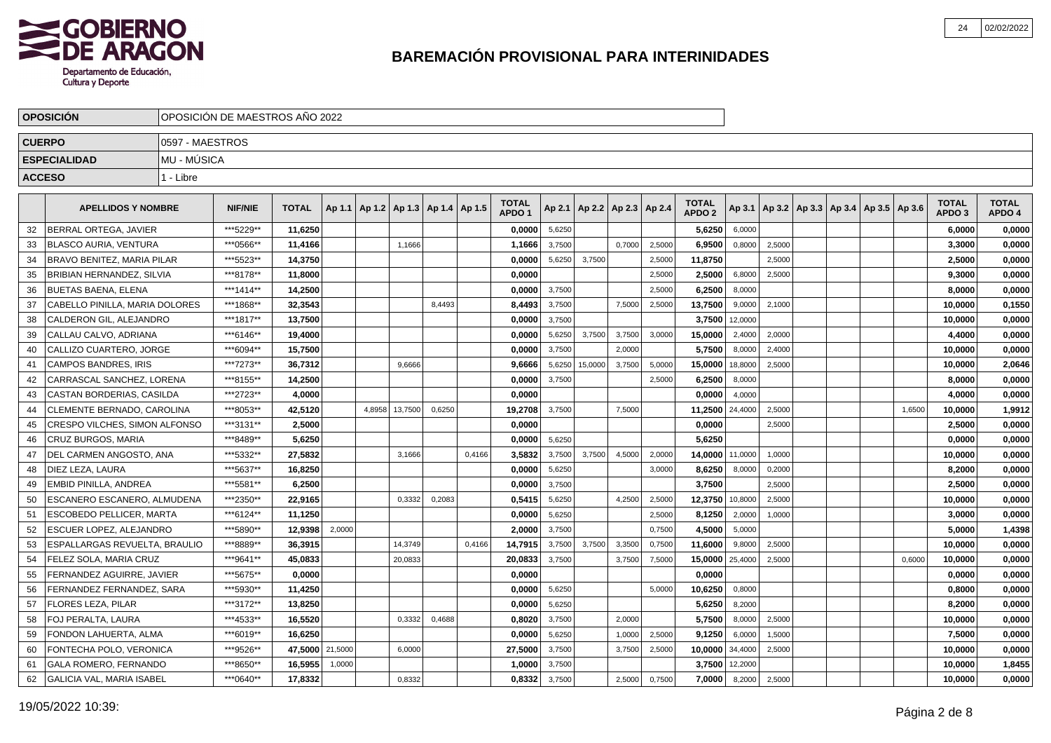# BAREMACIÓN PROVISIONAL PARA INTERINIDADES

| | |
|---|---|
| **OPOSICIÓN** | OPOSICIÓN DE MAESTROS AÑO 2022 |
| **CUERPO** | 0597 - MAESTROS |
| **ESPECIALIDAD** | MU - MÚSICA |
| **ACCESO** | 1 - Libre |

| | APELLIDOS Y NOMBRE | NIF/NIE | TOTAL | Ap 1.1 | Ap 1.2 | Ap 1.3 | Ap 1.4 | Ap 1.5 | TOTAL APDO 1 | Ap 2.1 | Ap 2.2 | Ap 2.3 | Ap 2.4 | TOTAL APDO 2 | Ap 3.1 | Ap 3.2 | Ap 3.3 | Ap 3.4 | Ap 3.5 | Ap 3.6 | TOTAL APDO 3 | TOTAL APDO 4 |
|---|---|---|---|---|---|---|---|---|---|---|---|---|---|---|---|---|---|---|---|---|---|---|
| 32 | BERRAL ORTEGA, JAVIER | ***5229** | **11,6250** | | | | | | **0,0000** | 5,6250 | | | | **5,6250** | 6,0000 | | | | | | **6,0000** | **0,0000** |
| 33 | BLASCO AURIA, VENTURA | ***0566** | **11,4166** | | | 1,1666 | | | **1,1666** | 3,7500 | | 0,7000 | 2,5000 | **6,9500** | 0,8000 | 2,5000 | | | | | **3,3000** | **0,0000** |
| 34 | BRAVO BENITEZ, MARIA PILAR | ***5523** | **14,3750** | | | | | | **0,0000** | 5,6250 | 3,7500 | | 2,5000 | **11,8750** | | 2,5000 | | | | | **2,5000** | **0,0000** |
| 35 | BRIBIAN HERNANDEZ, SILVIA | ***8178** | **11,8000** | | | | | | **0,0000** | | | | 2,5000 | **2,5000** | 6,8000 | 2,5000 | | | | | **9,3000** | **0,0000** |
| 36 | BUETAS BAENA, ELENA | ***1414** | **14,2500** | | | | | | **0,0000** | 3,7500 | | | 2,5000 | **6,2500** | 8,0000 | | | | | | **8,0000** | **0,0000** |
| 37 | CABELLO PINILLA, MARIA DOLORES | ***1868** | **32,3543** | | | | 8,4493 | | **8,4493** | 3,7500 | | 7,5000 | 2,5000 | **13,7500** | 9,0000 | 2,1000 | | | | | **10,0000** | **0,1550** |
| 38 | CALDERON GIL, ALEJANDRO | ***1817** | **13,7500** | | | | | | **0,0000** | 3,7500 | | | | **3,7500** | 12,0000 | | | | | | **10,0000** | **0,0000** |
| 39 | CALLAU CALVO, ADRIANA | ***6146** | **19,4000** | | | | | | **0,0000** | 5,6250 | 3,7500 | 3,7500 | 3,0000 | **15,0000** | 2,4000 | 2,0000 | | | | | **4,4000** | **0,0000** |
| 40 | CALLIZO CUARTERO, JORGE | ***6094** | **15,7500** | | | | | | **0,0000** | 3,7500 | | 2,0000 | | **5,7500** | 8,0000 | 2,4000 | | | | | **10,0000** | **0,0000** |
| 41 | CAMPOS BANDRES, IRIS | ***7273** | **36,7312** | | | 9,6666 | | | **9,6666** | 5,6250 | 15,0000 | 3,7500 | 5,0000 | **15,0000** | 18,8000 | 2,5000 | | | | | **10,0000** | **2,0646** |
| 42 | CARRASCAL SANCHEZ, LORENA | ***8155** | **14,2500** | | | | | | **0,0000** | 3,7500 | | | 2,5000 | **6,2500** | 8,0000 | | | | | | **8,0000** | **0,0000** |
| 43 | CASTAN BORDERIAS, CASILDA | ***2723** | **4,0000** | | | | | | **0,0000** | | | | | **0,0000** | 4,0000 | | | | | | **4,0000** | **0,0000** |
| 44 | CLEMENTE BERNADO, CAROLINA | ***8053** | **42,5120** | | 4,8958 | 13,7500 | 0,6250 | | **19,2708** | 3,7500 | | 7,5000 | | **11,2500** | 24,4000 | 2,5000 | | | | 1,6500 | **10,0000** | **1,9912** |
| 45 | CRESPO VILCHES, SIMON ALFONSO | ***3131** | **2,5000** | | | | | | **0,0000** | | | | | **0,0000** | | 2,5000 | | | | | **2,5000** | **0,0000** |
| 46 | CRUZ BURGOS, MARIA | ***8489** | **5,6250** | | | | | | **0,0000** | 5,6250 | | | | **5,6250** | | | | | | | **0,0000** | **0,0000** |
| 47 | DEL CARMEN ANGOSTO, ANA | ***5332** | **27,5832** | | | 3,1666 | | 0,4166 | **3,5832** | 3,7500 | 3,7500 | 4,5000 | 2,0000 | **14,0000** | 11,0000 | 1,0000 | | | | | **10,0000** | **0,0000** |
| 48 | DIEZ LEZA, LAURA | ***5637** | **16,8250** | | | | | | **0,0000** | 5,6250 | | | 3,0000 | **8,6250** | 8,0000 | 0,2000 | | | | | **8,2000** | **0,0000** |
| 49 | EMBID PINILLA, ANDREA | ***5581** | **6,2500** | | | | | | **0,0000** | 3,7500 | | | | **3,7500** | | 2,5000 | | | | | **2,5000** | **0,0000** |
| 50 | ESCANERO ESCANERO, ALMUDENA | ***2350** | **22,9165** | | | 0,3332 | 0,2083 | | **0,5415** | 5,6250 | | 4,2500 | 2,5000 | **12,3750** | 10,8000 | 2,5000 | | | | | **10,0000** | **0,0000** |
| 51 | ESCOBEDO PELLICER, MARTA | ***6124** | **11,1250** | | | | | | **0,0000** | 5,6250 | | | 2,5000 | **8,1250** | 2,0000 | 1,0000 | | | | | **3,0000** | **0,0000** |
| 52 | ESCUER LOPEZ, ALEJANDRO | ***5890** | **12,9398** | 2,0000 | | | | | **2,0000** | 3,7500 | | | 0,7500 | **4,5000** | 5,0000 | | | | | | **5,0000** | **1,4398** |
| 53 | ESPALLARGAS REVUELTA, BRAULIO | ***8889** | **36,3915** | | | 14,3749 | | 0,4166 | **14,7915** | 3,7500 | 3,7500 | 3,3500 | 0,7500 | **11,6000** | 9,8000 | 2,5000 | | | | | **10,0000** | **0,0000** |
| 54 | FELEZ SOLA, MARIA CRUZ | ***9641** | **45,0833** | | | 20,0833 | | | **20,0833** | 3,7500 | | 3,7500 | 7,5000 | **15,0000** | 25,4000 | 2,5000 | | | | 0,6000 | **10,0000** | **0,0000** |
| 55 | FERNANDEZ AGUIRRE, JAVIER | ***5675** | **0,0000** | | | | | | **0,0000** | | | | | **0,0000** | | | | | | | **0,0000** | **0,0000** |
| 56 | FERNANDEZ FERNANDEZ, SARA | ***5930** | **11,4250** | | | | | | **0,0000** | 5,6250 | | | 5,0000 | **10,6250** | 0,8000 | | | | | | **0,8000** | **0,0000** |
| 57 | FLORES LEZA, PILAR | ***3172** | **13,8250** | | | | | | **0,0000** | 5,6250 | | | | **5,6250** | 8,2000 | | | | | | **8,2000** | **0,0000** |
| 58 | FOJ PERALTA, LAURA | ***4533** | **16,5520** | | | 0,3332 | 0,4688 | | **0,8020** | 3,7500 | | 2,0000 | | **5,7500** | 8,0000 | 2,5000 | | | | | **10,0000** | **0,0000** |
| 59 | FONDON LAHUERTA, ALMA | ***6019** | **16,6250** | | | | | | **0,0000** | 5,6250 | | 1,0000 | 2,5000 | **9,1250** | 6,0000 | 1,5000 | | | | | **7,5000** | **0,0000** |
| 60 | FONTECHA POLO, VERONICA | ***9526** | **47,5000** | 21,5000 | | 6,0000 | | | **27,5000** | 3,7500 | | 3,7500 | 2,5000 | **10,0000** | 34,4000 | 2,5000 | | | | | **10,0000** | **0,0000** |
| 61 | GALA ROMERO, FERNANDO | ***8650** | **16,5955** | 1,0000 | | | | | **1,0000** | 3,7500 | | | | **3,7500** | 12,2000 | | | | | | **10,0000** | **1,8455** |
| 62 | GALICIA VAL, MARIA ISABEL | ***0640** | **17,8332** | | | 0,8332 | | | **0,8332** | 3,7500 | | 2,5000 | 0,7500 | **7,0000** | 8,2000 | 2,5000 | | | | | **10,0000** | **0,0000** |

19/05/2022 10:39: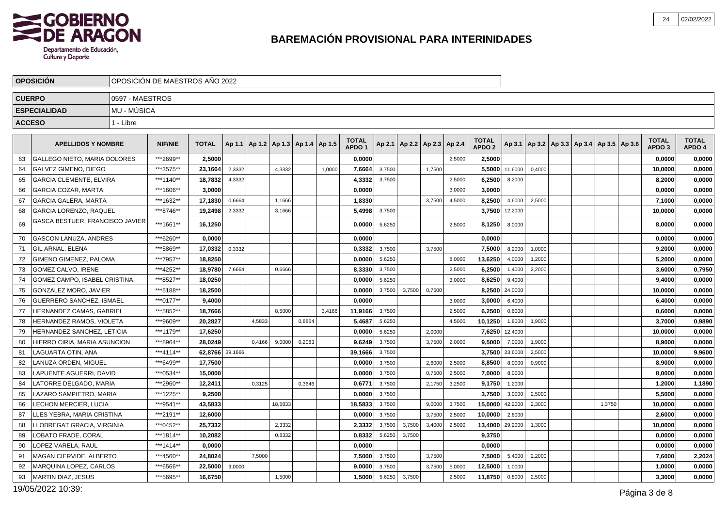# BAREMACIÓN PROVISIONAL PARA INTERINIDADES

GOBIERNO DE ARAGON
Departamento de Educación, Cultura y Deporte

| | |
|---|---|
| **OPOSICIÓN** | OPOSICIÓN DE MAESTROS AÑO 2022 |
| **CUERPO** | 0597 - MAESTROS |
| **ESPECIALIDAD** | MU - MÚSICA |
| **ACCESO** | 1 - Libre |

| | APELLIDOS Y NOMBRE | NIF/NIE | TOTAL | Ap 1.1 | Ap 1.2 | Ap 1.3 | Ap 1.4 | Ap 1.5 | TOTAL APDO 1 | Ap 2.1 | Ap 2.2 | Ap 2.3 | Ap 2.4 | TOTAL APDO 2 | Ap 3.1 | Ap 3.2 | Ap 3.3 | Ap 3.4 | Ap 3.5 | Ap 3.6 | TOTAL APDO 3 | TOTAL APDO 4 |
|---|---|---|---|---|---|---|---|---|---|---|---|---|---|---|---|---|---|---|---|---|---|---|
| 63 | GALLEGO NIETO, MARIA DOLORES | ***2699** | 2,5000 | | | | | | 0,0000 | | | | 2,5000 | 2,5000 | | | | | | | 0,0000 | 0,0000 |
| 64 | GALVEZ GIMENO, DIEGO | ***3575** | 23,1664 | 2,3332 | | 4,3332 | | 1,0000 | 7,6664 | 3,7500 | | 1,7500 | | 5,5000 | 11,6000 | 0,4000 | | | | | 10,0000 | 0,0000 |
| 65 | GARCIA CLEMENTE, ELVIRA | ***1140** | 18,7832 | 4,3332 | | | | | 4,3332 | 3,7500 | | | 2,5000 | 6,2500 | 8,2000 | | | | | | 8,2000 | 0,0000 |
| 66 | GARCIA COZAR, MARTA | ***1606** | 3,0000 | | | | | | 0,0000 | | | | 3,0000 | 3,0000 | | | | | | | 0,0000 | 0,0000 |
| 67 | GARCIA GALERA, MARTA | ***1632** | 17,1830 | 0,6664 | | 1,1666 | | | 1,8330 | | | 3,7500 | 4,5000 | 8,2500 | 4,6000 | 2,5000 | | | | | 7,1000 | 0,0000 |
| 68 | GARCIA LORENZO, RAQUEL | ***8746** | 19,2498 | 2,3332 | | 3,1666 | | | 5,4998 | 3,7500 | | | | 3,7500 | 12,2000 | | | | | | 10,0000 | 0,0000 |
| 69 | GASCA BESTUER, FRANCISCO JAVIER | ***1661** | 16,1250 | | | | | | 0,0000 | 5,6250 | | | 2,5000 | 8,1250 | 8,0000 | | | | | | 8,0000 | 0,0000 |
| 70 | GASCON LANUZA, ANDRES | ***6260** | 0,0000 | | | | | | 0,0000 | | | | | 0,0000 | | | | | | | 0,0000 | 0,0000 |
| 71 | GIL ARNAL, ELENA | ***5869** | 17,0332 | 0,3332 | | | | | 0,3332 | 3,7500 | | 3,7500 | | 7,5000 | 8,2000 | 1,0000 | | | | | 9,2000 | 0,0000 |
| 72 | GIMENO GIMENEZ, PALOMA | ***7957** | 18,8250 | | | | | | 0,0000 | 5,6250 | | | 8,0000 | 13,6250 | 4,0000 | 1,2000 | | | | | 5,2000 | 0,0000 |
| 73 | GOMEZ CALVO, IRENE | ***4252** | 18,9780 | 7,6664 | | 0,6666 | | | 8,3330 | 3,7500 | | | 2,5000 | 6,2500 | 1,4000 | 2,2000 | | | | | 3,6000 | 0,7950 |
| 74 | GOMEZ CAMPO, ISABEL CRISTINA | ***8527** | 18,0250 | | | | | | 0,0000 | 5,6250 | | | 3,0000 | 8,6250 | 9,4000 | | | | | | 9,4000 | 0,0000 |
| 75 | GONZALEZ MORO, JAVIER | ***5188** | 18,2500 | | | | | | 0,0000 | 3,7500 | 3,7500 | 0,7500 | | 8,2500 | 24,0000 | | | | | | 10,0000 | 0,0000 |
| 76 | GUERRERO SANCHEZ, ISMAEL | ***0177** | 9,4000 | | | | | | 0,0000 | | | | 3,0000 | 3,0000 | 6,4000 | | | | | | 6,4000 | 0,0000 |
| 77 | HERNANDEZ CAMAS, GABRIEL | ***5852** | 18,7666 | | | 8,5000 | | 3,4166 | 11,9166 | 3,7500 | | | 2,5000 | 6,2500 | 0,6000 | | | | | | 0,6000 | 0,0000 |
| 78 | HERNANDEZ RAMOS, VIOLETA | ***9609** | 20,2827 | | 4,5833 | | 0,8854 | | 5,4687 | 5,6250 | | | 4,5000 | 10,1250 | 1,8000 | 1,9000 | | | | | 3,7000 | 0,9890 |
| 79 | HERNANDEZ SANCHEZ, LETICIA | ***1179** | 17,6250 | | | | | | 0,0000 | 5,6250 | | 2,0000 | | 7,6250 | 12,4000 | | | | | | 10,0000 | 0,0000 |
| 80 | HIERRO CIRIA, MARIA ASUNCION | ***8964** | 28,0249 | | 0,4166 | 9,0000 | 0,2083 | | 9,6249 | 3,7500 | | 3,7500 | 2,0000 | 9,5000 | 7,0000 | 1,9000 | | | | | 8,9000 | 0,0000 |
| 81 | LAGUARTA OTIN, ANA | ***4114** | 62,8766 | 39,1666 | | | | | 39,1666 | 3,7500 | | | | 3,7500 | 23,6000 | 2,5000 | | | | | 10,0000 | 9,9600 |
| 82 | LANUZA ORDEN, MIGUEL | ***6499** | 17,7500 | | | | | | 0,0000 | 3,7500 | | 2,6000 | 2,5000 | 8,8500 | 8,0000 | 0,9000 | | | | | 8,9000 | 0,0000 |
| 83 | LAPUENTE AGUERRI, DAVID | ***0534** | 15,0000 | | | | | | 0,0000 | 3,7500 | | 0,7500 | 2,5000 | 7,0000 | 8,0000 | | | | | | 8,0000 | 0,0000 |
| 84 | LATORRE DELGADO, MARIA | ***2960** | 12,2411 | | 0,3125 | | 0,3646 | | 0,6771 | 3,7500 | | 2,1750 | 3,2500 | 9,1750 | 1,2000 | | | | | | 1,2000 | 1,1890 |
| 85 | LAZARO SAMPIETRO, MARIA | ***1225** | 9,2500 | | | | | | 0,0000 | 3,7500 | | | | 3,7500 | 3,0000 | 2,5000 | | | | | 5,5000 | 0,0000 |
| 86 | LECHON MERCIER, LUCIA | ***9541** | 43,5833 | | | 18,5833 | | | 18,5833 | 3,7500 | | 9,0000 | 3,7500 | 15,0000 | 42,2000 | 2,3000 | | | 1,3750 | | 10,0000 | 0,0000 |
| 87 | LLES YEBRA, MARIA CRISTINA | ***2191** | 12,6000 | | | | | | 0,0000 | 3,7500 | | 3,7500 | 2,5000 | 10,0000 | 2,6000 | | | | | | 2,6000 | 0,0000 |
| 88 | LLOBREGAT GRACIA, VIRGINIA | ***0452** | 25,7332 | | | 2,3332 | | | 2,3332 | 3,7500 | 3,7500 | 3,4000 | 2,5000 | 13,4000 | 29,2000 | 1,3000 | | | | | 10,0000 | 0,0000 |
| 89 | LOBATO FRADE, CORAL | ***1814** | 10,2082 | | | 0,8332 | | | 0,8332 | 5,6250 | 3,7500 | | | 9,3750 | | | | | | | 0,0000 | 0,0000 |
| 90 | LOPEZ VARELA, RAUL | ***1414** | 0,0000 | | | | | | 0,0000 | | | | | 0,0000 | | | | | | | 0,0000 | 0,0000 |
| 91 | MAGAN CIERVIDE, ALBERTO | ***4560** | 24,8024 | | 7,5000 | | | | 7,5000 | 3,7500 | | 3,7500 | | 7,5000 | 5,4000 | 2,2000 | | | | | 7,6000 | 2,2024 |
| 92 | MARQUINA LOPEZ, CARLOS | ***6566** | 22,5000 | 9,0000 | | | | | 9,0000 | 3,7500 | | 3,7500 | 5,0000 | 12,5000 | 1,0000 | | | | | | 1,0000 | 0,0000 |
| 93 | MARTIN DIAZ, JESUS | ***5695** | 16,6750 | | | 1,5000 | | | 1,5000 | 5,6250 | 3,7500 | | 2,5000 | 11,8750 | 0,8000 | 2,5000 | | | | | 3,3000 | 0,0000 |

19/05/2022 10:39: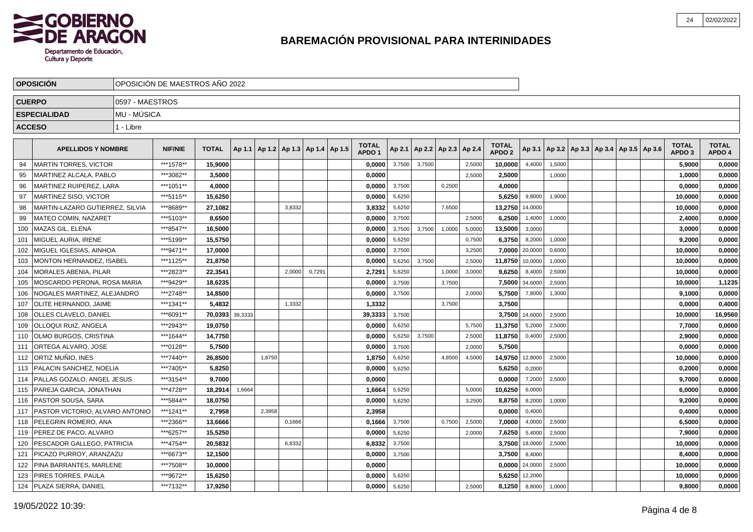# BAREMACIÓN PROVISIONAL PARA INTERINIDADES

| | |
|---|---|
| **OPOSICIÓN** | OPOSICIÓN DE MAESTROS AÑO 2022 |
| **CUERPO** | 0597 - MAESTROS |
| **ESPECIALIDAD** | MU - MÚSICA |
| **ACCESO** | 1 - Libre |

| | APELLIDOS Y NOMBRE | NIF/NIE | TOTAL | Ap 1.1 | Ap 1.2 | Ap 1.3 | Ap 1.4 | Ap 1.5 | TOTAL APDO 1 | Ap 2.1 | Ap 2.2 | Ap 2.3 | Ap 2.4 | TOTAL APDO 2 | Ap 3.1 | Ap 3.2 | Ap 3.3 | Ap 3.4 | Ap 3.5 | Ap 3.6 | TOTAL APDO 3 | TOTAL APDO 4 |
|---|---|---|---|---|---|---|---|---|---|---|---|---|---|---|---|---|---|---|---|---|---|---|
| 94 | MARTIN TORRES, VICTOR | ***1578** | 15,9000 | | | | | | 0,0000 | 3,7500 | 3,7500 | | 2,5000 | 10,0000 | 4,4000 | 1,5000 | | | | | 5,9000 | 0,0000 |
| 95 | MARTINEZ ALCALA, PABLO | ***3082** | 3,5000 | | | | | | 0,0000 | | | | 2,5000 | 2,5000 | | 1,0000 | | | | | 1,0000 | 0,0000 |
| 96 | MARTINEZ RUIPEREZ, LARA | ***1051** | 4,0000 | | | | | | 0,0000 | 3,7500 | | 0,2500 | | 4,0000 | | | | | | | 0,0000 | 0,0000 |
| 97 | MARTINEZ SISO, VICTOR | ***5115** | 15,6250 | | | | | | 0,0000 | 5,6250 | | | | 5,6250 | 9,8000 | 1,9000 | | | | | 10,0000 | 0,0000 |
| 98 | MARTIN-LAZARO GUTIERREZ, SILVIA | ***8689** | 27,1082 | | | 3,8332 | | | 3,8332 | 5,6250 | | 7,6500 | | 13,2750 | 14,0000 | | | | | | 10,0000 | 0,0000 |
| 99 | MATEO COMIN, NAZARET | ***5103** | 8,6500 | | | | | | 0,0000 | 3,7500 | | | 2,5000 | 6,2500 | 1,4000 | 1,0000 | | | | | 2,4000 | 0,0000 |
| 100 | MAZAS GIL, ELENA | ***8547** | 16,5000 | | | | | | 0,0000 | 3,7500 | 3,7500 | 1,0000 | 5,0000 | 13,5000 | 3,0000 | | | | | | 3,0000 | 0,0000 |
| 101 | MIGUEL AURIA, IRENE | ***5199** | 15,5750 | | | | | | 0,0000 | 5,6250 | | | 0,7500 | 6,3750 | 8,2000 | 1,0000 | | | | | 9,2000 | 0,0000 |
| 102 | MIGUEL IGLESIAS, AINHOA | ***9471** | 17,0000 | | | | | | 0,0000 | 3,7500 | | | 3,2500 | 7,0000 | 20,0000 | 0,6000 | | | | | 10,0000 | 0,0000 |
| 103 | MONTON HERNANDEZ, ISABEL | ***1125** | 21,8750 | | | | | | 0,0000 | 5,6250 | 3,7500 | | 2,5000 | 11,8750 | 10,0000 | 1,0000 | | | | | 10,0000 | 0,0000 |
| 104 | MORALES ABENIA, PILAR | ***2823** | 22,3541 | | | 2,0000 | 0,7291 | | 2,7291 | 5,6250 | | 1,0000 | 3,0000 | 9,6250 | 8,4000 | 2,5000 | | | | | 10,0000 | 0,0000 |
| 105 | MOSCARDO PERONA, ROSA MARIA | ***9429** | 18,6235 | | | | | | 0,0000 | 3,7500 | | 3,7500 | | 7,5000 | 34,6000 | 2,5000 | | | | | 10,0000 | 1,1235 |
| 106 | NOGALES MARTINEZ, ALEJANDRO | ***2748** | 14,8500 | | | | | | 0,0000 | 3,7500 | | | 2,0000 | 5,7500 | 7,8000 | 1,3000 | | | | | 9,1000 | 0,0000 |
| 107 | OLITE HERNANDO, JAIME | ***1341** | 5,4832 | | | 1,3332 | | | 1,3332 | | | 3,7500 | | 3,7500 | | | | | | | 0,0000 | 0,4000 |
| 108 | OLLES CLAVELO, DANIEL | ***6091** | 70,0393 | 39,3333 | | | | | 39,3333 | 3,7500 | | | | 3,7500 | 14,6000 | 2,5000 | | | | | 10,0000 | 16,9560 |
| 109 | OLLOQUI RUIZ, ANGELA | ***2943** | 19,0750 | | | | | | 0,0000 | 5,6250 | | | 5,7500 | 11,3750 | 5,2000 | 2,5000 | | | | | 7,7000 | 0,0000 |
| 110 | OLMO BURGOS, CRISTINA | ***1644** | 14,7750 | | | | | | 0,0000 | 5,6250 | 3,7500 | | 2,5000 | 11,8750 | 0,4000 | 2,5000 | | | | | 2,9000 | 0,0000 |
| 111 | ORTEGA ALVARO, JOSE | ***0128** | 5,7500 | | | | | | 0,0000 | 3,7500 | | | 2,0000 | 5,7500 | | | | | | | 0,0000 | 0,0000 |
| 112 | ORTIZ MUÑIO, INES | ***7440** | 26,8500 | | 1,8750 | | | | 1,8750 | 5,6250 | | 4,8500 | 4,5000 | 14,9750 | 12,8000 | 2,5000 | | | | | 10,0000 | 0,0000 |
| 113 | PALACIN SANCHEZ, NOELIA | ***7405** | 5,8250 | | | | | | 0,0000 | 5,6250 | | | | 5,6250 | 0,2000 | | | | | | 0,2000 | 0,0000 |
| 114 | PALLAS GOZALO, ANGEL JESUS | ***3154** | 9,7000 | | | | | | 0,0000 | | | | | 0,0000 | 7,2000 | 2,5000 | | | | | 9,7000 | 0,0000 |
| 115 | PAREJA GARCIA, JONATHAN | ***4728** | 18,2914 | 1,6664 | | | | | 1,6664 | 5,6250 | | | 5,0000 | 10,6250 | 6,0000 | | | | | | 6,0000 | 0,0000 |
| 116 | PASTOR SOUSA, SARA | ***5844** | 18,0750 | | | | | | 0,0000 | 5,6250 | | | 3,2500 | 8,8750 | 8,2000 | 1,0000 | | | | | 9,2000 | 0,0000 |
| 117 | PASTOR VICTORIO, ALVARO ANTONIO | ***1241** | 2,7958 | | 2,3958 | | | | 2,3958 | | | | | 0,0000 | 0,4000 | | | | | | 0,4000 | 0,0000 |
| 118 | PELEGRIN ROMERO, ANA | ***2366** | 13,6666 | | | 0,1666 | | | 0,1666 | 3,7500 | | 0,7500 | 2,5000 | 7,0000 | 4,0000 | 2,5000 | | | | | 6,5000 | 0,0000 |
| 119 | PEREZ DE PACO, ALVARO | ***6257** | 15,5250 | | | | | | 0,0000 | 5,6250 | | | 2,0000 | 7,6250 | 5,4000 | 2,5000 | | | | | 7,9000 | 0,0000 |
| 120 | PESCADOR GALLEGO, PATRICIA | ***4754** | 20,5832 | | | 6,8332 | | | 6,8332 | 3,7500 | | | | 3,7500 | 18,0000 | 2,5000 | | | | | 10,0000 | 0,0000 |
| 121 | PICAZO PURROY, ARANZAZU | ***6673** | 12,1500 | | | | | | 0,0000 | 3,7500 | | | | 3,7500 | 8,4000 | | | | | | 8,4000 | 0,0000 |
| 122 | PINA BARRANTES, MARLENE | ***7508** | 10,0000 | | | | | | 0,0000 | | | | | 0,0000 | 24,0000 | 2,5000 | | | | | 10,0000 | 0,0000 |
| 123 | PIRES TORRES, PAULA | ***9672** | 15,6250 | | | | | | 0,0000 | 5,6250 | | | | 5,6250 | 12,2000 | | | | | | 10,0000 | 0,0000 |
| 124 | PLAZA SIERRA, DANIEL | ***7132** | 17,9250 | | | | | | 0,0000 | 5,6250 | | | 2,5000 | 8,1250 | 8,8000 | 1,0000 | | | | | 9,8000 | 0,0000 |

19/05/2022 10:39: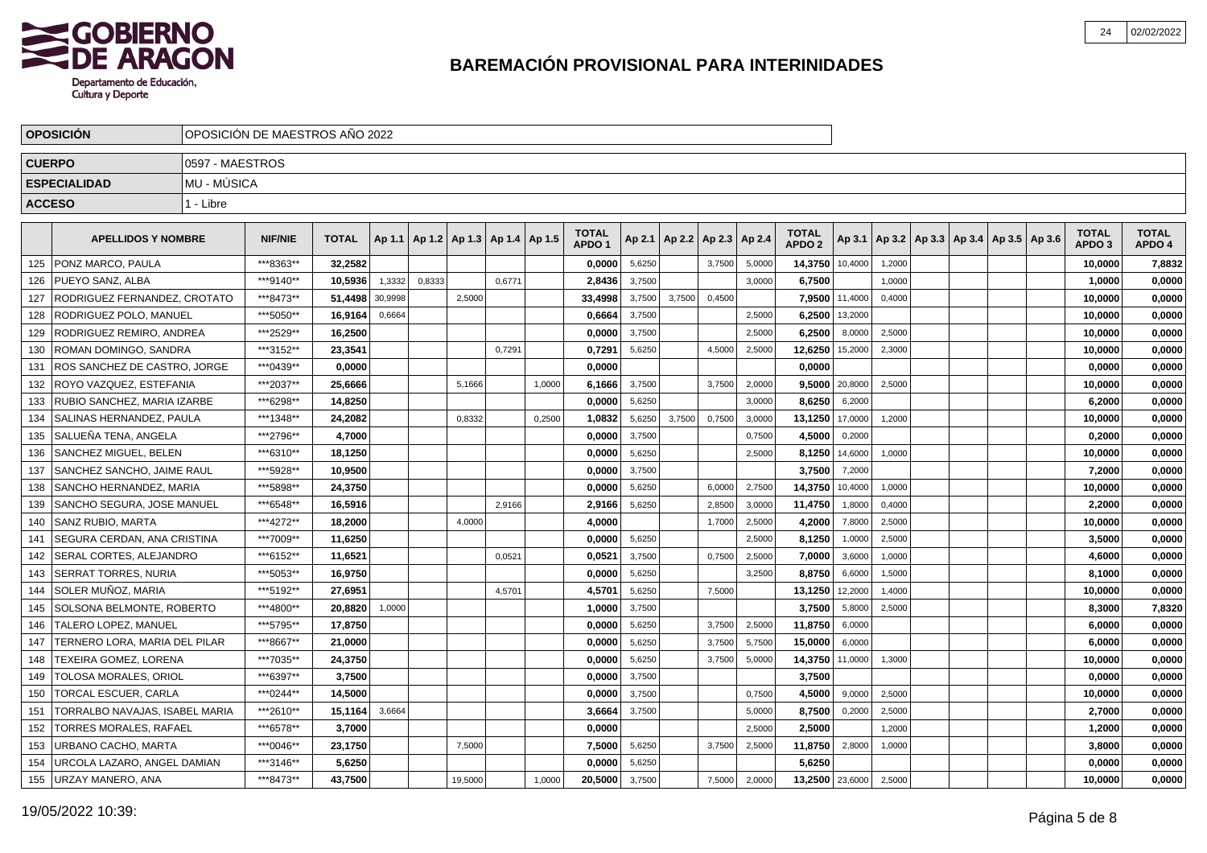# BAREMACIÓN PROVISIONAL PARA INTERINIDADES

| | |
|---|---|
| **OPOSICIÓN** | OPOSICIÓN DE MAESTROS AÑO 2022 |
| **CUERPO** | 0597 - MAESTROS |
| **ESPECIALIDAD** | MU - MÚSICA |
| **ACCESO** | 1 - Libre |

| | APELLIDOS Y NOMBRE | NIF/NIE | TOTAL | Ap 1.1 | Ap 1.2 | Ap 1.3 | Ap 1.4 | Ap 1.5 | TOTAL APDO 1 | Ap 2.1 | Ap 2.2 | Ap 2.3 | Ap 2.4 | TOTAL APDO 2 | Ap 3.1 | Ap 3.2 | Ap 3.3 | Ap 3.4 | Ap 3.5 | Ap 3.6 | TOTAL APDO 3 | TOTAL APDO 4 |
|---|---|---|---|---|---|---|---|---|---|---|---|---|---|---|---|---|---|---|---|---|---|---|
| 125 | PONZ MARCO, PAULA | ***8363** | 32,2582 | | | | | | 0,0000 | 5,6250 | | 3,7500 | 5,0000 | 14,3750 | 10,4000 | 1,2000 | | | | | 10,0000 | 7,8832 |
| 126 | PUEYO SANZ, ALBA | ***9140** | 10,5936 | 1,3332 | 0,8333 | | 0,6771 | | 2,8436 | 3,7500 | | | 3,0000 | 6,7500 | | 1,0000 | | | | | 1,0000 | 0,0000 |
| 127 | RODRIGUEZ FERNANDEZ, CROTATO | ***8473** | 51,4498 | 30,9998 | | 2,5000 | | | 33,4998 | 3,7500 | 3,7500 | 0,4500 | | 7,9500 | 11,4000 | 0,4000 | | | | | 10,0000 | 0,0000 |
| 128 | RODRIGUEZ POLO, MANUEL | ***5050** | 16,9164 | 0,6664 | | | | | 0,6664 | 3,7500 | | | 2,5000 | 6,2500 | 13,2000 | | | | | | 10,0000 | 0,0000 |
| 129 | RODRIGUEZ REMIRO, ANDREA | ***2529** | 16,2500 | | | | | | 0,0000 | 3,7500 | | | 2,5000 | 6,2500 | 8,0000 | 2,5000 | | | | | 10,0000 | 0,0000 |
| 130 | ROMAN DOMINGO, SANDRA | ***3152** | 23,3541 | | | | 0,7291 | | 0,7291 | 5,6250 | | 4,5000 | 2,5000 | 12,6250 | 15,2000 | 2,3000 | | | | | 10,0000 | 0,0000 |
| 131 | ROS SANCHEZ DE CASTRO, JORGE | ***0439** | 0,0000 | | | | | | 0,0000 | | | | | 0,0000 | | | | | | | 0,0000 | 0,0000 |
| 132 | ROYO VAZQUEZ, ESTEFANIA | ***2037** | 25,6666 | | | 5,1666 | | 1,0000 | 6,1666 | 3,7500 | | 3,7500 | 2,0000 | 9,5000 | 20,8000 | 2,5000 | | | | | 10,0000 | 0,0000 |
| 133 | RUBIO SANCHEZ, MARIA IZARBE | ***6298** | 14,8250 | | | | | | 0,0000 | 5,6250 | | | 3,0000 | 8,6250 | 6,2000 | | | | | | 6,2000 | 0,0000 |
| 134 | SALINAS HERNANDEZ, PAULA | ***1348** | 24,2082 | | | 0,8332 | | 0,2500 | 1,0832 | 5,6250 | 3,7500 | 0,7500 | 3,0000 | 13,1250 | 17,0000 | 1,2000 | | | | | 10,0000 | 0,0000 |
| 135 | SALUEÑA TENA, ANGELA | ***2796** | 4,7000 | | | | | | 0,0000 | 3,7500 | | | 0,7500 | 4,5000 | 0,2000 | | | | | | 0,2000 | 0,0000 |
| 136 | SANCHEZ MIGUEL, BELEN | ***6310** | 18,1250 | | | | | | 0,0000 | 5,6250 | | | 2,5000 | 8,1250 | 14,6000 | 1,0000 | | | | | 10,0000 | 0,0000 |
| 137 | SANCHEZ SANCHO, JAIME RAUL | ***5928** | 10,9500 | | | | | | 0,0000 | 3,7500 | | | | 3,7500 | 7,2000 | | | | | | 7,2000 | 0,0000 |
| 138 | SANCHO HERNANDEZ, MARIA | ***5898** | 24,3750 | | | | | | 0,0000 | 5,6250 | | 6,0000 | 2,7500 | 14,3750 | 10,4000 | 1,0000 | | | | | 10,0000 | 0,0000 |
| 139 | SANCHO SEGURA, JOSE MANUEL | ***6548** | 16,5916 | | | | 2,9166 | | 2,9166 | 5,6250 | | 2,8500 | 3,0000 | 11,4750 | 1,8000 | 0,4000 | | | | | 2,2000 | 0,0000 |
| 140 | SANZ RUBIO, MARTA | ***4272** | 18,2000 | | | 4,0000 | | | 4,0000 | | | 1,7000 | 2,5000 | 4,2000 | 7,8000 | 2,5000 | | | | | 10,0000 | 0,0000 |
| 141 | SEGURA CERDAN, ANA CRISTINA | ***7009** | 11,6250 | | | | | | 0,0000 | 5,6250 | | | 2,5000 | 8,1250 | 1,0000 | 2,5000 | | | | | 3,5000 | 0,0000 |
| 142 | SERAL CORTES, ALEJANDRO | ***6152** | 11,6521 | | | | 0,0521 | | 0,0521 | 3,7500 | | 0,7500 | 2,5000 | 7,0000 | 3,6000 | 1,0000 | | | | | 4,6000 | 0,0000 |
| 143 | SERRAT TORRES, NURIA | ***5053** | 16,9750 | | | | | | 0,0000 | 5,6250 | | | 3,2500 | 8,8750 | 6,6000 | 1,5000 | | | | | 8,1000 | 0,0000 |
| 144 | SOLER MUÑOZ, MARIA | ***5192** | 27,6951 | | | | 4,5701 | | 4,5701 | 5,6250 | | 7,5000 | | 13,1250 | 12,2000 | 1,4000 | | | | | 10,0000 | 0,0000 |
| 145 | SOLSONA BELMONTE, ROBERTO | ***4800** | 20,8820 | 1,0000 | | | | | 1,0000 | 3,7500 | | | | 3,7500 | 5,8000 | 2,5000 | | | | | 8,3000 | 7,8320 |
| 146 | TALERO LOPEZ, MANUEL | ***5795** | 17,8750 | | | | | | 0,0000 | 5,6250 | | 3,7500 | 2,5000 | 11,8750 | 6,0000 | | | | | | 6,0000 | 0,0000 |
| 147 | TERNERO LORA, MARIA DEL PILAR | ***8667** | 21,0000 | | | | | | 0,0000 | 5,6250 | | 3,7500 | 5,7500 | 15,0000 | 6,0000 | | | | | | 6,0000 | 0,0000 |
| 148 | TEXEIRA GOMEZ, LORENA | ***7035** | 24,3750 | | | | | | 0,0000 | 5,6250 | | 3,7500 | 5,0000 | 14,3750 | 11,0000 | 1,3000 | | | | | 10,0000 | 0,0000 |
| 149 | TOLOSA MORALES, ORIOL | ***6397** | 3,7500 | | | | | | 0,0000 | 3,7500 | | | | 3,7500 | | | | | | | 0,0000 | 0,0000 |
| 150 | TORCAL ESCUER, CARLA | ***0244** | 14,5000 | | | | | | 0,0000 | 3,7500 | | | 0,7500 | 4,5000 | 9,0000 | 2,5000 | | | | | 10,0000 | 0,0000 |
| 151 | TORRALBO NAVAJAS, ISABEL MARIA | ***2610** | 15,1164 | 3,6664 | | | | | 3,6664 | 3,7500 | | | 5,0000 | 8,7500 | 0,2000 | 2,5000 | | | | | 2,7000 | 0,0000 |
| 152 | TORRES MORALES, RAFAEL | ***6578** | 3,7000 | | | | | | 0,0000 | | | | 2,5000 | 2,5000 | | 1,2000 | | | | | 1,2000 | 0,0000 |
| 153 | URBANO CACHO, MARTA | ***0046** | 23,1750 | | | 7,5000 | | | 7,5000 | 5,6250 | | 3,7500 | 2,5000 | 11,8750 | 2,8000 | 1,0000 | | | | | 3,8000 | 0,0000 |
| 154 | URCOLA LAZARO, ANGEL DAMIAN | ***3146** | 5,6250 | | | | | | 0,0000 | 5,6250 | | | | 5,6250 | | | | | | | 0,0000 | 0,0000 |
| 155 | URZAY MANERO, ANA | ***8473** | 43,7500 | | | 19,5000 | | 1,0000 | 20,5000 | 3,7500 | | 7,5000 | 2,0000 | 13,2500 | 23,6000 | 2,5000 | | | | | 10,0000 | 0,0000 |

19/05/2022 10:39: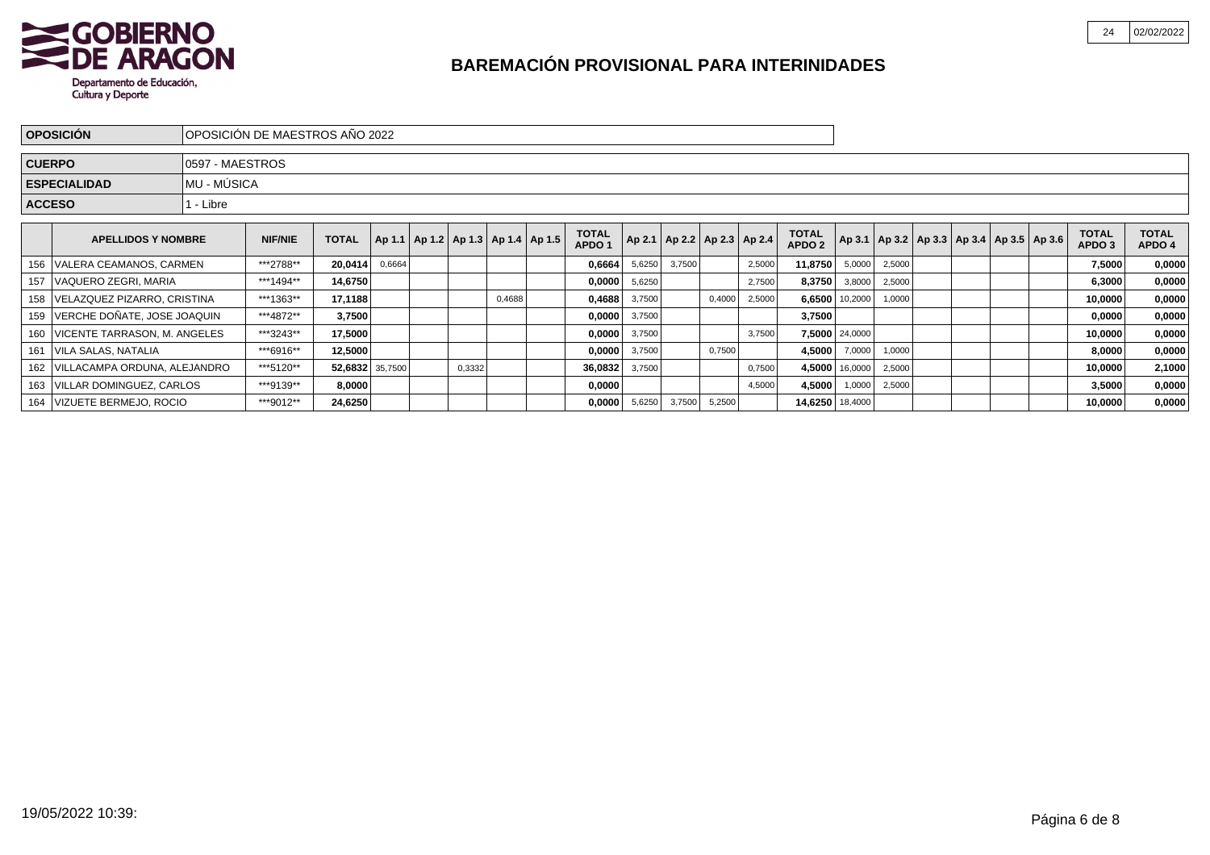# BAREMACIÓN PROVISIONAL PARA INTERINIDADES

| | |
|---|---|
| **OPOSICIÓN** | OPOSICIÓN DE MAESTROS AÑO 2022 |
| **CUERPO** | 0597 - MAESTROS |
| **ESPECIALIDAD** | MU - MÚSICA |
| **ACCESO** | 1 - Libre |

| | APELLIDOS Y NOMBRE | NIF/NIE | TOTAL | Ap 1.1 | Ap 1.2 | Ap 1.3 | Ap 1.4 | Ap 1.5 | TOTAL APDO 1 | Ap 2.1 | Ap 2.2 | Ap 2.3 | Ap 2.4 | TOTAL APDO 2 | Ap 3.1 | Ap 3.2 | Ap 3.3 | Ap 3.4 | Ap 3.5 | Ap 3.6 | TOTAL APDO 3 | TOTAL APDO 4 |
|---|---|---|---|---|---|---|---|---|---|---|---|---|---|---|---|---|---|---|---|---|---|---|
| 156 | VALERA CEAMANOS, CARMEN | ***2788** | 20,0414 | 0,6664 | | | | | 0,6664 | 5,6250 | 3,7500 | | 2,5000 | 11,8750 | 5,0000 | 2,5000 | | | | | 7,5000 | 0,0000 |
| 157 | VAQUERO ZEGRI, MARIA | ***1494** | 14,6750 | | | | | | 0,0000 | 5,6250 | | | 2,7500 | 8,3750 | 3,8000 | 2,5000 | | | | | 6,3000 | 0,0000 |
| 158 | VELAZQUEZ PIZARRO, CRISTINA | ***1363** | 17,1188 | | | | 0,4688 | | 0,4688 | 3,7500 | | 0,4000 | 2,5000 | 6,6500 | 10,2000 | 1,0000 | | | | | 10,0000 | 0,0000 |
| 159 | VERCHE DOÑATE, JOSE JOAQUIN | ***4872** | 3,7500 | | | | | | 0,0000 | 3,7500 | | | | 3,7500 | | | | | | | 0,0000 | 0,0000 |
| 160 | VICENTE TARRASON, M. ANGELES | ***3243** | 17,5000 | | | | | | 0,0000 | 3,7500 | | | 3,7500 | 7,5000 | 24,0000 | | | | | | 10,0000 | 0,0000 |
| 161 | VILA SALAS, NATALIA | ***6916** | 12,5000 | | | | | | 0,0000 | 3,7500 | | 0,7500 | | 4,5000 | 7,0000 | 1,0000 | | | | | 8,0000 | 0,0000 |
| 162 | VILLACAMPA ORDUNA, ALEJANDRO | ***5120** | 52,6832 | 35,7500 | | 0,3332 | | | 36,0832 | 3,7500 | | | 0,7500 | 4,5000 | 16,0000 | 2,5000 | | | | | 10,0000 | 2,1000 |
| 163 | VILLAR DOMINGUEZ, CARLOS | ***9139** | 8,0000 | | | | | | 0,0000 | | | | 4,5000 | 4,5000 | 1,0000 | 2,5000 | | | | | 3,5000 | 0,0000 |
| 164 | VIZUETE BERMEJO, ROCIO | ***9012** | 24,6250 | | | | | | 0,0000 | 5,6250 | 3,7500 | 5,2500 | | 14,6250 | 18,4000 | | | | | | 10,0000 | 0,0000 |

19/05/2022 10:39: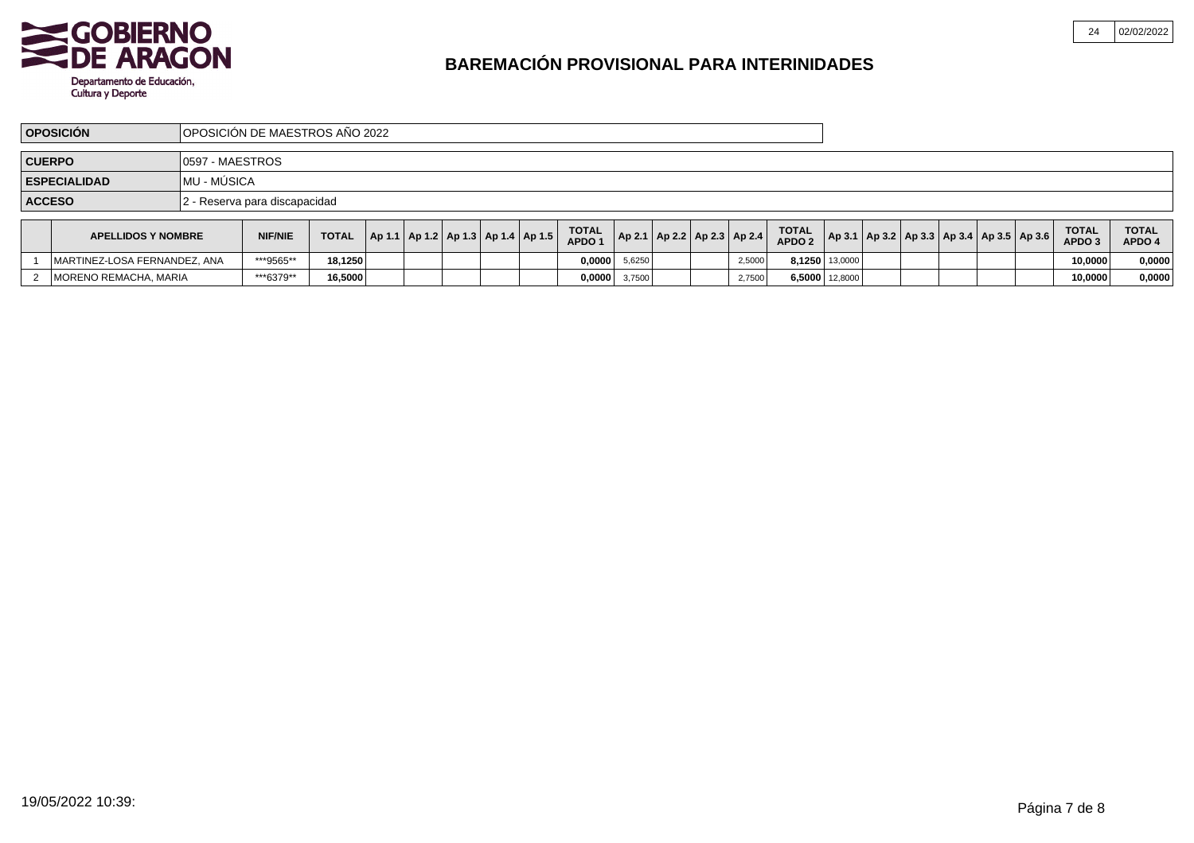# BAREMACIÓN PROVISIONAL PARA INTERINIDADES

Departamento de Educación, Cultura y Deporte

| | |
|---|---|
| **OPOSICIÓN** | OPOSICIÓN DE MAESTROS AÑO 2022 |
| **CUERPO** | 0597 - MAESTROS |
| **ESPECIALIDAD** | MU - MÚSICA |
| **ACCESO** | 2 - Reserva para discapacidad |

| | APELLIDOS Y NOMBRE | NIF/NIE | TOTAL | Ap 1.1 | Ap 1.2 | Ap 1.3 | Ap 1.4 | Ap 1.5 | TOTAL APDO 1 | Ap 2.1 | Ap 2.2 | Ap 2.3 | Ap 2.4 | TOTAL APDO 2 | Ap 3.1 | Ap 3.2 | Ap 3.3 | Ap 3.4 | Ap 3.5 | Ap 3.6 | TOTAL APDO 3 | TOTAL APDO 4 |
|---|---|---|---|---|---|---|---|---|---|---|---|---|---|---|---|---|---|---|---|---|---|---|
| 1 | MARTINEZ-LOSA FERNANDEZ, ANA | ***9565** | 18,1250 | | | | | | 0,0000 | 5,6250 | | | 2,5000 | 8,1250 | 13,0000 | | | | | | 10,0000 | 0,0000 |
| 2 | MORENO REMACHA, MARIA | ***6379** | 16,5000 | | | | | | 0,0000 | 3,7500 | | | 2,7500 | 6,5000 | 12,8000 | | | | | | 10,0000 | 0,0000 |

19/05/2022 10:39: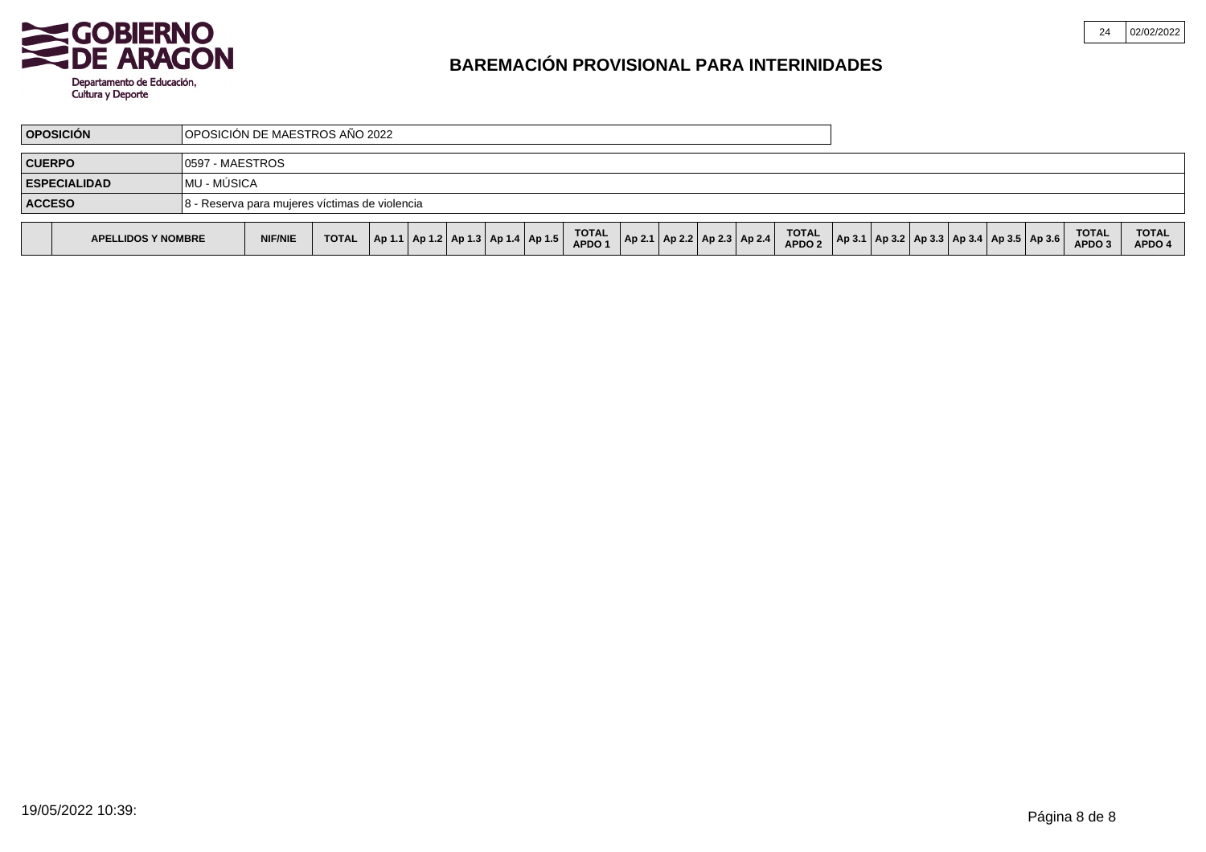# BAREMACIÓN PROVISIONAL PARA INTERINIDADES

| | |
|---|---|
| **OPOSICIÓN** | OPOSICIÓN DE MAESTROS AÑO 2022 |
| **CUERPO** | 0597 - MAESTROS |
| **ESPECIALIDAD** | MU - MÚSICA |
| **ACCESO** | 8 - Reserva para mujeres víctimas de violencia |

| | APELLIDOS Y NOMBRE | NIF/NIE | TOTAL | Ap 1.1 | Ap 1.2 | Ap 1.3 | Ap 1.4 | Ap 1.5 | TOTAL APDO 1 | Ap 2.1 | Ap 2.2 | Ap 2.3 | Ap 2.4 | TOTAL APDO 2 | Ap 3.1 | Ap 3.2 | Ap 3.3 | Ap 3.4 | Ap 3.5 | Ap 3.6 | TOTAL APDO 3 | TOTAL APDO 4 |
|---|---|---|---|---|---|---|---|---|---|---|---|---|---|---|---|---|---|---|---|---|---|---|

19/05/2022 10:39: